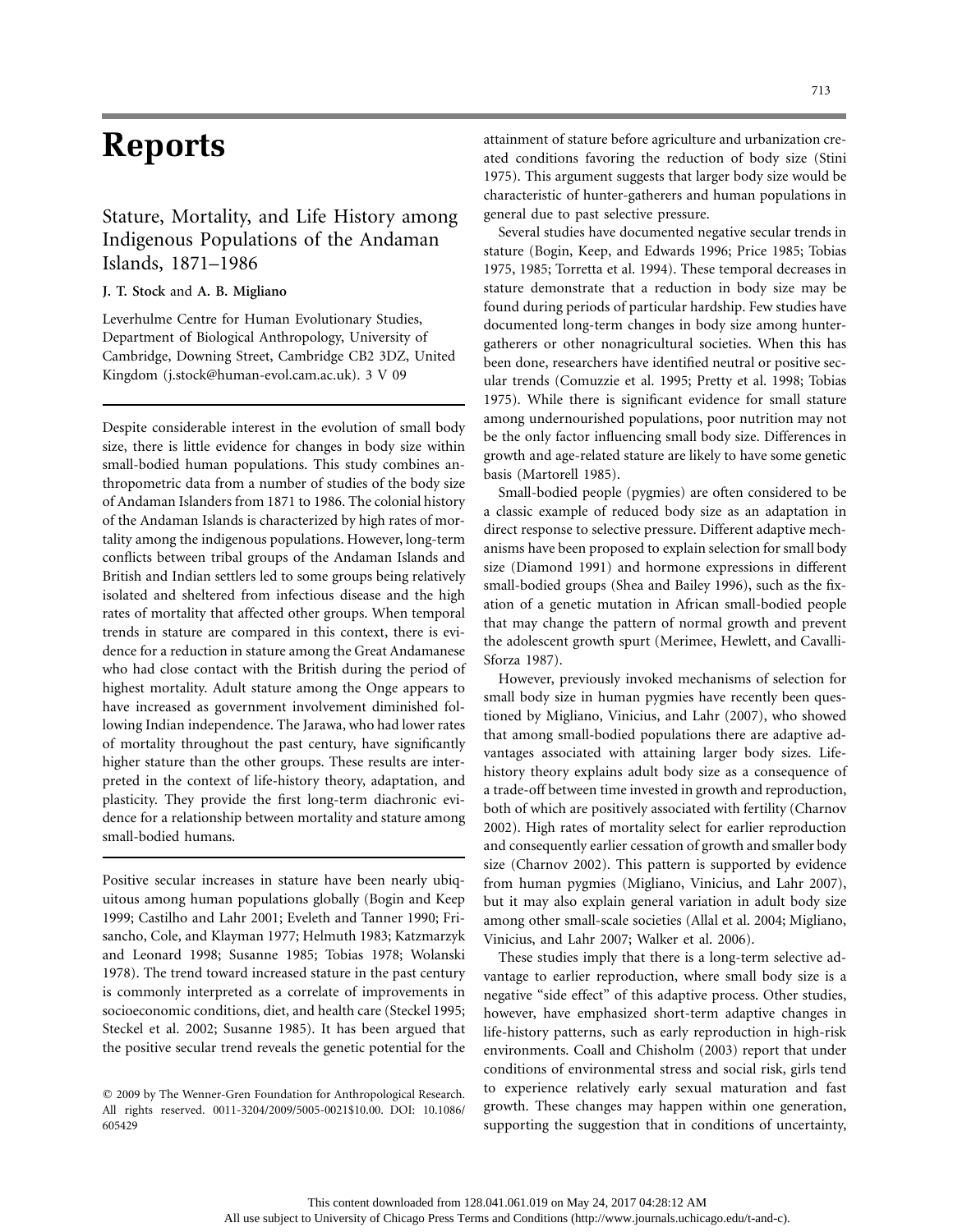# Reports

## Stature, Mortality, and Life History among Indigenous Populations of the Andaman Islands, 1871–1986

**J. T. Stock** and **A. B. Migliano**

Leverhulme Centre for Human Evolutionary Studies, Department of Biological Anthropology, University of Cambridge, Downing Street, Cambridge CB2 3DZ, United Kingdom (j.stock@human-evol.cam.ac.uk). 3 V 09

Despite considerable interest in the evolution of small body size, there is little evidence for changes in body size within small-bodied human populations. This study combines anthropometric data from a number of studies of the body size of Andaman Islanders from 1871 to 1986. The colonial history of the Andaman Islands is characterized by high rates of mortality among the indigenous populations. However, long-term conflicts between tribal groups of the Andaman Islands and British and Indian settlers led to some groups being relatively isolated and sheltered from infectious disease and the high rates of mortality that affected other groups. When temporal trends in stature are compared in this context, there is evidence for a reduction in stature among the Great Andamanese who had close contact with the British during the period of highest mortality. Adult stature among the Onge appears to have increased as government involvement diminished following Indian independence. The Jarawa, who had lower rates of mortality throughout the past century, have significantly higher stature than the other groups. These results are interpreted in the context of life-history theory, adaptation, and plasticity. They provide the first long-term diachronic evidence for a relationship between mortality and stature among small-bodied humans.

Positive secular increases in stature have been nearly ubiquitous among human populations globally (Bogin and Keep 1999; Castilho and Lahr 2001; Eveleth and Tanner 1990; Frisancho, Cole, and Klayman 1977; Helmuth 1983; Katzmarzyk and Leonard 1998; Susanne 1985; Tobias 1978; Wolanski 1978). The trend toward increased stature in the past century is commonly interpreted as a correlate of improvements in socioeconomic conditions, diet, and health care (Steckel 1995; Steckel et al. 2002; Susanne 1985). It has been argued that the positive secular trend reveals the genetic potential for the attainment of stature before agriculture and urbanization created conditions favoring the reduction of body size (Stini 1975). This argument suggests that larger body size would be characteristic of hunter-gatherers and human populations in general due to past selective pressure.

Several studies have documented negative secular trends in stature (Bogin, Keep, and Edwards 1996; Price 1985; Tobias 1975, 1985; Torretta et al. 1994). These temporal decreases in stature demonstrate that a reduction in body size may be found during periods of particular hardship. Few studies have documented long-term changes in body size among hunter-gatherers or other nonagricultural societies. When this has been done, researchers have identified neutral or positive secular trends (Comuzzie et al. 1995; Pretty et al. 1998; Tobias 1975). While there is significant evidence for small stature among undernourished populations, poor nutrition may not be the only factor influencing small body size. Differences in growth and age-related stature are likely to have some genetic basis (Martorell 1985).

Small-bodied people (pygmies) are often considered to be a classic example of reduced body size as an adaptation in direct response to selective pressure. Different adaptive mechanisms have been proposed to explain selection for small body size (Diamond 1991) and hormone expressions in different small-bodied groups (Shea and Bailey 1996), such as the fixation of a genetic mutation in African small-bodied people that may change the pattern of normal growth and prevent the adolescent growth spurt (Merimee, Hewlett, and Cavalli-Sforza 1987).

However, previously invoked mechanisms of selection for small body size in human pygmies have recently been questioned by Migliano, Vinicius, and Lahr (2007), who showed that among small-bodied populations there are adaptive advantages associated with attaining larger body sizes. Life-history theory explains adult body size as a consequence of a trade-off between time invested in growth and reproduction, both of which are positively associated with fertility (Charnov 2002). High rates of mortality select for earlier reproduction and consequently earlier cessation of growth and smaller body size (Charnov 2002). This pattern is supported by evidence from human pygmies (Migliano, Vinicius, and Lahr 2007), but it may also explain general variation in adult body size among other small-scale societies (Allal et al. 2004; Migliano, Vinicius, and Lahr 2007; Walker et al. 2006).

These studies imply that there is a long-term selective advantage to earlier reproduction, where small body size is a negative "side effect" of this adaptive process. Other studies, however, have emphasized short-term adaptive changes in life-history patterns, such as early reproduction in high-risk environments. Coall and Chisholm (2003) report that under conditions of environmental stress and social risk, girls tend to experience relatively early sexual maturation and fast growth. These changes may happen within one generation, supporting the suggestion that in conditions of uncertainty,

© 2009 by The Wenner-Gren Foundation for Anthropological Research. All rights reserved. 0011-3204/2009/5005-0021$10.00. DOI: 10.1086/605429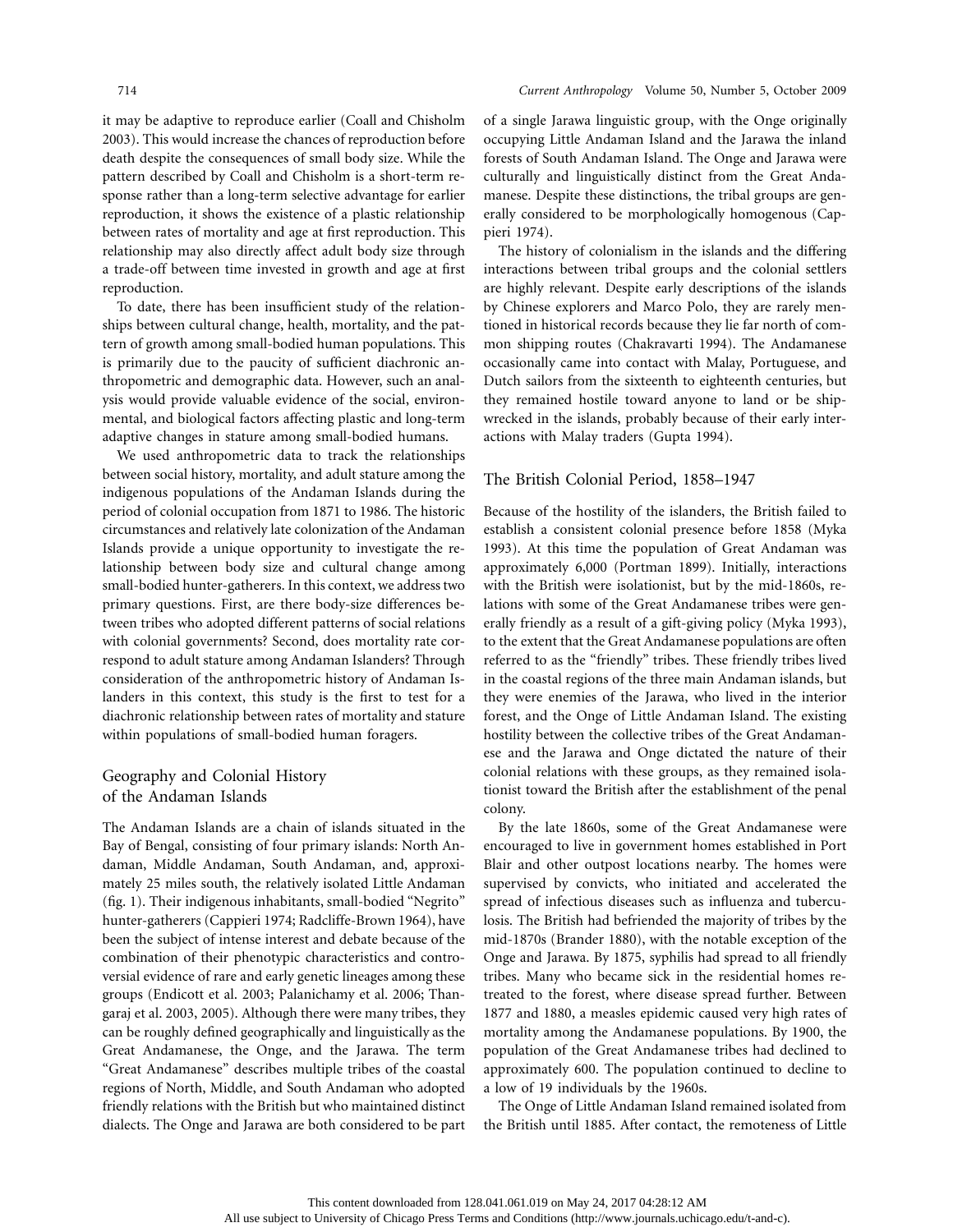it may be adaptive to reproduce earlier (Coall and Chisholm 2003). This would increase the chances of reproduction before death despite the consequences of small body size. While the pattern described by Coall and Chisholm is a short-term response rather than a long-term selective advantage for earlier reproduction, it shows the existence of a plastic relationship between rates of mortality and age at first reproduction. This relationship may also directly affect adult body size through a trade-off between time invested in growth and age at first reproduction.

To date, there has been insufficient study of the relationships between cultural change, health, mortality, and the pattern of growth among small-bodied human populations. This is primarily due to the paucity of sufficient diachronic anthropometric and demographic data. However, such an analysis would provide valuable evidence of the social, environmental, and biological factors affecting plastic and long-term adaptive changes in stature among small-bodied humans.

We used anthropometric data to track the relationships between social history, mortality, and adult stature among the indigenous populations of the Andaman Islands during the period of colonial occupation from 1871 to 1986. The historic circumstances and relatively late colonization of the Andaman Islands provide a unique opportunity to investigate the relationship between body size and cultural change among small-bodied hunter-gatherers. In this context, we address two primary questions. First, are there body-size differences between tribes who adopted different patterns of social relations with colonial governments? Second, does mortality rate correspond to adult stature among Andaman Islanders? Through consideration of the anthropometric history of Andaman Islanders in this context, this study is the first to test for a diachronic relationship between rates of mortality and stature within populations of small-bodied human foragers.

## Geography and Colonial History of the Andaman Islands

The Andaman Islands are a chain of islands situated in the Bay of Bengal, consisting of four primary islands: North Andaman, Middle Andaman, South Andaman, and, approximately 25 miles south, the relatively isolated Little Andaman (fig. 1). Their indigenous inhabitants, small-bodied "Negrito" hunter-gatherers (Cappieri 1974; Radcliffe-Brown 1964), have been the subject of intense interest and debate because of the combination of their phenotypic characteristics and controversial evidence of rare and early genetic lineages among these groups (Endicott et al. 2003; Palanichamy et al. 2006; Thangaraj et al. 2003, 2005). Although there were many tribes, they can be roughly defined geographically and linguistically as the Great Andamanese, the Onge, and the Jarawa. The term "Great Andamanese" describes multiple tribes of the coastal regions of North, Middle, and South Andaman who adopted friendly relations with the British but who maintained distinct dialects. The Onge and Jarawa are both considered to be part of a single Jarawa linguistic group, with the Onge originally occupying Little Andaman Island and the Jarawa the inland forests of South Andaman Island. The Onge and Jarawa were culturally and linguistically distinct from the Great Andamanese. Despite these distinctions, the tribal groups are generally considered to be morphologically homogenous (Cappieri 1974).

The history of colonialism in the islands and the differing interactions between tribal groups and the colonial settlers are highly relevant. Despite early descriptions of the islands by Chinese explorers and Marco Polo, they are rarely mentioned in historical records because they lie far north of common shipping routes (Chakravarti 1994). The Andamanese occasionally came into contact with Malay, Portuguese, and Dutch sailors from the sixteenth to eighteenth centuries, but they remained hostile toward anyone to land or be shipwrecked in the islands, probably because of their early interactions with Malay traders (Gupta 1994).

## The British Colonial Period, 1858–1947

Because of the hostility of the islanders, the British failed to establish a consistent colonial presence before 1858 (Myka 1993). At this time the population of Great Andaman was approximately 6,000 (Portman 1899). Initially, interactions with the British were isolationist, but by the mid-1860s, relations with some of the Great Andamanese tribes were generally friendly as a result of a gift-giving policy (Myka 1993), to the extent that the Great Andamanese populations are often referred to as the "friendly" tribes. These friendly tribes lived in the coastal regions of the three main Andaman islands, but they were enemies of the Jarawa, who lived in the interior forest, and the Onge of Little Andaman Island. The existing hostility between the collective tribes of the Great Andamanese and the Jarawa and Onge dictated the nature of their colonial relations with these groups, as they remained isolationist toward the British after the establishment of the penal colony.

By the late 1860s, some of the Great Andamanese were encouraged to live in government homes established in Port Blair and other outpost locations nearby. The homes were supervised by convicts, who initiated and accelerated the spread of infectious diseases such as influenza and tuberculosis. The British had befriended the majority of tribes by the mid-1870s (Brander 1880), with the notable exception of the Onge and Jarawa. By 1875, syphilis had spread to all friendly tribes. Many who became sick in the residential homes retreated to the forest, where disease spread further. Between 1877 and 1880, a measles epidemic caused very high rates of mortality among the Andamanese populations. By 1900, the population of the Great Andamanese tribes had declined to approximately 600. The population continued to decline to a low of 19 individuals by the 1960s.

The Onge of Little Andaman Island remained isolated from the British until 1885. After contact, the remoteness of Little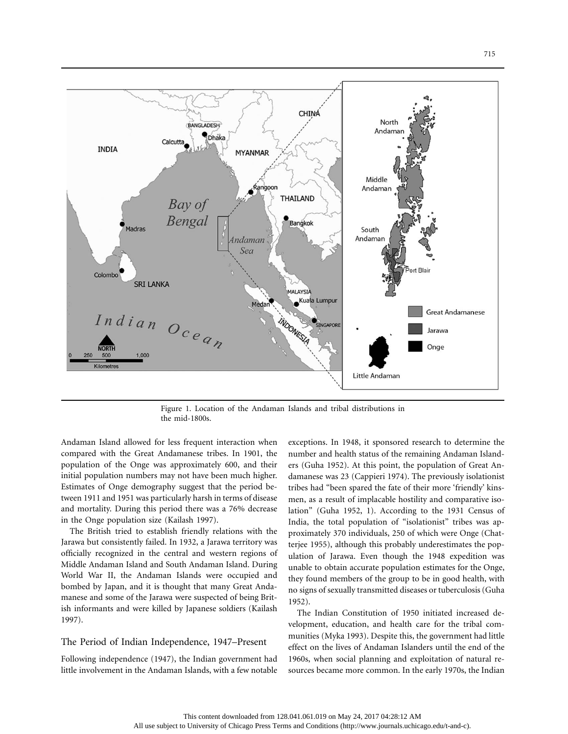Figure 1. Location of the Andaman Islands and tribal distributions in the mid-1800s.

Andaman Island allowed for less frequent interaction when compared with the Great Andamanese tribes. In 1901, the population of the Onge was approximately 600, and their initial population numbers may not have been much higher. Estimates of Onge demography suggest that the period between 1911 and 1951 was particularly harsh in terms of disease and mortality. During this period there was a 76% decrease in the Onge population size (Kailash 1997).

The British tried to establish friendly relations with the Jarawa but consistently failed. In 1932, a Jarawa territory was officially recognized in the central and western regions of Middle Andaman Island and South Andaman Island. During World War II, the Andaman Islands were occupied and bombed by Japan, and it is thought that many Great Andamanese and some of the Jarawa were suspected of being British informants and were killed by Japanese soldiers (Kailash 1997).

## The Period of Indian Independence, 1947–Present

Following independence (1947), the Indian government had little involvement in the Andaman Islands, with a few notable exceptions. In 1948, it sponsored research to determine the number and health status of the remaining Andaman Islanders (Guha 1952). At this point, the population of Great Andamanese was 23 (Cappieri 1974). The previously isolationist tribes had "been spared the fate of their more 'friendly' kinsmen, as a result of implacable hostility and comparative isolation" (Guha 1952, 1). According to the 1931 Census of India, the total population of "isolationist" tribes was approximately 370 individuals, 250 of which were Onge (Chatterjee 1955), although this probably underestimates the population of Jarawa. Even though the 1948 expedition was unable to obtain accurate population estimates for the Onge, they found members of the group to be in good health, with no signs of sexually transmitted diseases or tuberculosis (Guha 1952).

The Indian Constitution of 1950 initiated increased development, education, and health care for the tribal communities (Myka 1993). Despite this, the government had little effect on the lives of Andaman Islanders until the end of the 1960s, when social planning and exploitation of natural resources became more common. In the early 1970s, the Indian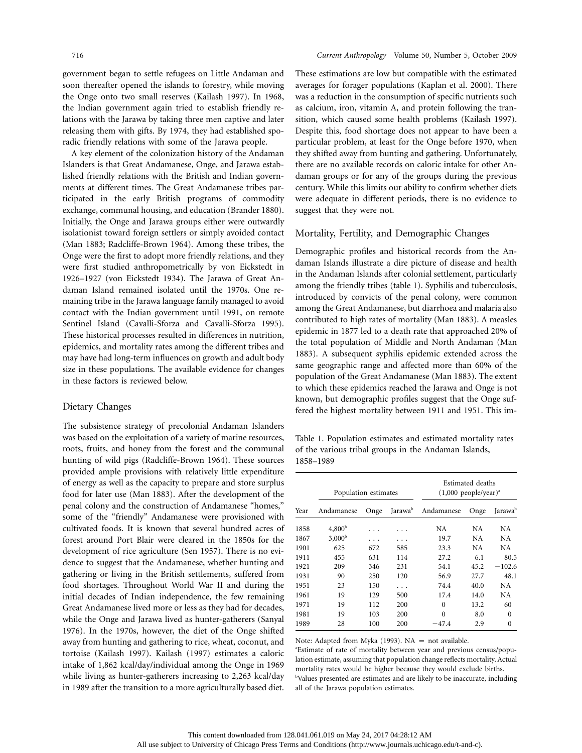government began to settle refugees on Little Andaman and soon thereafter opened the islands to forestry, while moving the Onge onto two small reserves (Kailash 1997). In 1968, the Indian government again tried to establish friendly relations with the Jarawa by taking three men captive and later releasing them with gifts. By 1974, they had established sporadic friendly relations with some of the Jarawa people.

A key element of the colonization history of the Andaman Islanders is that Great Andamanese, Onge, and Jarawa established friendly relations with the British and Indian governments at different times. The Great Andamanese tribes participated in the early British programs of commodity exchange, communal housing, and education (Brander 1880). Initially, the Onge and Jarawa groups either were outwardly isolationist toward foreign settlers or simply avoided contact (Man 1883; Radcliffe-Brown 1964). Among these tribes, the Onge were the first to adopt more friendly relations, and they were first studied anthropometrically by von Eickstedt in 1926–1927 (von Eickstedt 1934). The Jarawa of Great Andaman Island remained isolated until the 1970s. One remaining tribe in the Jarawa language family managed to avoid contact with the Indian government until 1991, on remote Sentinel Island (Cavalli-Sforza and Cavalli-Sforza 1995). These historical processes resulted in differences in nutrition, epidemics, and mortality rates among the different tribes and may have had long-term influences on growth and adult body size in these populations. The available evidence for changes in these factors is reviewed below.

## Dietary Changes

The subsistence strategy of precolonial Andaman Islanders was based on the exploitation of a variety of marine resources, roots, fruits, and honey from the forest and the communal hunting of wild pigs (Radcliffe-Brown 1964). These sources provided ample provisions with relatively little expenditure of energy as well as the capacity to prepare and store surplus food for later use (Man 1883). After the development of the penal colony and the construction of Andamanese "homes," some of the "friendly" Andamanese were provisioned with cultivated foods. It is known that several hundred acres of forest around Port Blair were cleared in the 1850s for the development of rice agriculture (Sen 1957). There is no evidence to suggest that the Andamanese, whether hunting and gathering or living in the British settlements, suffered from food shortages. Throughout World War II and during the initial decades of Indian independence, the few remaining Great Andamanese lived more or less as they had for decades, while the Onge and Jarawa lived as hunter-gatherers (Sanyal 1976). In the 1970s, however, the diet of the Onge shifted away from hunting and gathering to rice, wheat, coconut, and tortoise (Kailash 1997). Kailash (1997) estimates a caloric intake of 1,862 kcal/day/individual among the Onge in 1969 while living as hunter-gatherers increasing to 2,263 kcal/day in 1989 after the transition to a more agriculturally based diet. These estimations are low but compatible with the estimated averages for forager populations (Kaplan et al. 2000). There was a reduction in the consumption of specific nutrients such as calcium, iron, vitamin A, and protein following the transition, which caused some health problems (Kailash 1997). Despite this, food shortage does not appear to have been a particular problem, at least for the Onge before 1970, when they shifted away from hunting and gathering. Unfortunately, there are no available records on caloric intake for other Andaman groups or for any of the groups during the previous century. While this limits our ability to confirm whether diets were adequate in different periods, there is no evidence to suggest that they were not.

## Mortality, Fertility, and Demographic Changes

Demographic profiles and historical records from the Andaman Islands illustrate a dire picture of disease and health in the Andaman Islands after colonial settlement, particularly among the friendly tribes (table 1). Syphilis and tuberculosis, introduced by convicts of the penal colony, were common among the Great Andamanese, but diarrhoea and malaria also contributed to high rates of mortality (Man 1883). A measles epidemic in 1877 led to a death rate that approached 20% of the total population of Middle and North Andaman (Man 1883). A subsequent syphilis epidemic extended across the same geographic range and affected more than 60% of the population of the Great Andamanese (Man 1883). The extent to which these epidemics reached the Jarawa and Onge is not known, but demographic profiles suggest that the Onge suffered the highest mortality between 1911 and 1951. This im-

Table 1. Population estimates and estimated mortality rates of the various tribal groups in the Andaman Islands, 1858–1989

| | Population estimates | | | Estimated deaths (1,000 people/year)[a] | | |
|---|---|---|---|---|---|---|
| Year | Andamanese | Onge | Jarawa[b] | Andamanese | Onge | Jarawa[b] |
| 1858 | 4,800[b] | . . . | . . . | NA | NA | NA |
| 1867 | 3,000[b] | . . . | . . . | 19.7 | NA | NA |
| 1901 | 625 | 672 | 585 | 23.3 | NA | NA |
| 1911 | 455 | 631 | 114 | 27.2 | 6.1 | 80.5 |
| 1921 | 209 | 346 | 231 | 54.1 | 45.2 | −102.6 |
| 1931 | 90 | 250 | 120 | 56.9 | 27.7 | 48.1 |
| 1951 | 23 | 150 | . . . | 74.4 | 40.0 | NA |
| 1961 | 19 | 129 | 500 | 17.4 | 14.0 | NA |
| 1971 | 19 | 112 | 200 | 0 | 13.2 | 60 |
| 1981 | 19 | 103 | 200 | 0 | 8.0 | 0 |
| 1989 | 28 | 100 | 200 | −47.4 | 2.9 | 0 |

Note: Adapted from Myka (1993). NA = not available.

[a]Estimate of rate of mortality between year and previous census/population estimate, assuming that population change reflects mortality. Actual mortality rates would be higher because they would exclude births.

[b]Values presented are estimates and are likely to be inaccurate, including all of the Jarawa population estimates.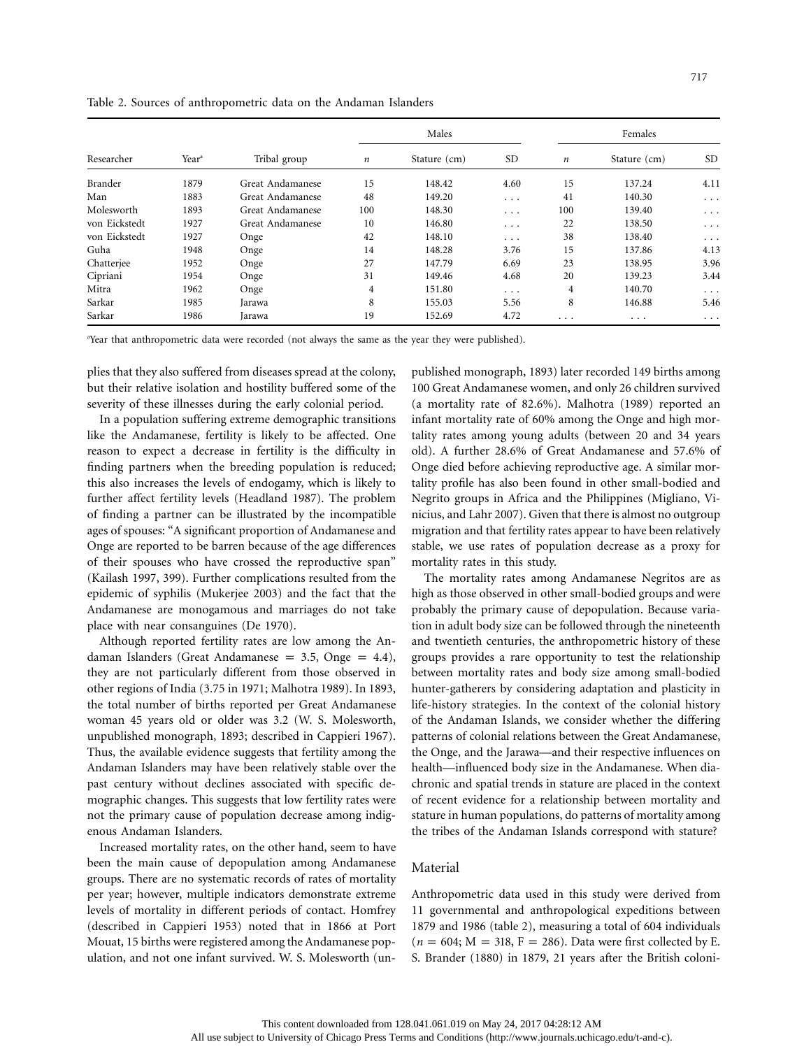Table 2. Sources of anthropometric data on the Andaman Islanders

| Researcher | Year[a] | Tribal group | Males | | | Females | | |
|---|---|---|---|---|---|---|---|---|
| | | | $n$ | Stature (cm) | SD | $n$ | Stature (cm) | SD |
| Brander | 1879 | Great Andamanese | 15 | 148.42 | 4.60 | 15 | 137.24 | 4.11 |
| Man | 1883 | Great Andamanese | 48 | 149.20 | . . . | 41 | 140.30 | . . . |
| Molesworth | 1893 | Great Andamanese | 100 | 148.30 | . . . | 100 | 139.40 | . . . |
| von Eickstedt | 1927 | Great Andamanese | 10 | 146.80 | . . . | 22 | 138.50 | . . . |
| von Eickstedt | 1927 | Onge | 42 | 148.10 | . . . | 38 | 138.40 | . . . |
| Guha | 1948 | Onge | 14 | 148.28 | 3.76 | 15 | 137.86 | 4.13 |
| Chatterjee | 1952 | Onge | 27 | 147.79 | 6.69 | 23 | 138.95 | 3.96 |
| Cipriani | 1954 | Onge | 31 | 149.46 | 4.68 | 20 | 139.23 | 3.44 |
| Mitra | 1962 | Onge | 4 | 151.80 | . . . | 4 | 140.70 | . . . |
| Sarkar | 1985 | Jarawa | 8 | 155.03 | 5.56 | 8 | 146.88 | 5.46 |
| Sarkar | 1986 | Jarawa | 19 | 152.69 | 4.72 | . . . | . . . | . . . |

[a]Year that anthropometric data were recorded (not always the same as the year they were published).

plies that they also suffered from diseases spread at the colony, but their relative isolation and hostility buffered some of the severity of these illnesses during the early colonial period.

In a population suffering extreme demographic transitions like the Andamanese, fertility is likely to be affected. One reason to expect a decrease in fertility is the difficulty in finding partners when the breeding population is reduced; this also increases the levels of endogamy, which is likely to further affect fertility levels (Headland 1987). The problem of finding a partner can be illustrated by the incompatible ages of spouses: "A significant proportion of Andamanese and Onge are reported to be barren because of the age differences of their spouses who have crossed the reproductive span" (Kailash 1997, 399). Further complications resulted from the epidemic of syphilis (Mukerjee 2003) and the fact that the Andamanese are monogamous and marriages do not take place with near consanguines (De 1970).

Although reported fertility rates are low among the Andaman Islanders (Great Andamanese = 3.5, Onge = 4.4), they are not particularly different from those observed in other regions of India (3.75 in 1971; Malhotra 1989). In 1893, the total number of births reported per Great Andamanese woman 45 years old or older was 3.2 (W. S. Molesworth, unpublished monograph, 1893; described in Cappieri 1967). Thus, the available evidence suggests that fertility among the Andaman Islanders may have been relatively stable over the past century without declines associated with specific demographic changes. This suggests that low fertility rates were not the primary cause of population decrease among indigenous Andaman Islanders.

Increased mortality rates, on the other hand, seem to have been the main cause of depopulation among Andamanese groups. There are no systematic records of rates of mortality per year; however, multiple indicators demonstrate extreme levels of mortality in different periods of contact. Homfrey (described in Cappieri 1953) noted that in 1866 at Port Mouat, 15 births were registered among the Andamanese population, and not one infant survived. W. S. Molesworth (unpublished monograph, 1893) later recorded 149 births among 100 Great Andamanese women, and only 26 children survived (a mortality rate of 82.6%). Malhotra (1989) reported an infant mortality rate of 60% among the Onge and high mortality rates among young adults (between 20 and 34 years old). A further 28.6% of Great Andamanese and 57.6% of Onge died before achieving reproductive age. A similar mortality profile has also been found in other small-bodied and Negrito groups in Africa and the Philippines (Migliano, Vinicius, and Lahr 2007). Given that there is almost no outgroup migration and that fertility rates appear to have been relatively stable, we use rates of population decrease as a proxy for mortality rates in this study.

The mortality rates among Andamanese Negritos are as high as those observed in other small-bodied groups and were probably the primary cause of depopulation. Because variation in adult body size can be followed through the nineteenth and twentieth centuries, the anthropometric history of these groups provides a rare opportunity to test the relationship between mortality rates and body size among small-bodied hunter-gatherers by considering adaptation and plasticity in life-history strategies. In the context of the colonial history of the Andaman Islands, we consider whether the differing patterns of colonial relations between the Great Andamanese, the Onge, and the Jarawa—and their respective influences on health—influenced body size in the Andamanese. When diachronic and spatial trends in stature are placed in the context of recent evidence for a relationship between mortality and stature in human populations, do patterns of mortality among the tribes of the Andaman Islands correspond with stature?

## Material

Anthropometric data used in this study were derived from 11 governmental and anthropological expeditions between 1879 and 1986 (table 2), measuring a total of 604 individuals ($n = 604$; M = 318, F = 286). Data were first collected by E. S. Brander (1880) in 1879, 21 years after the British coloni-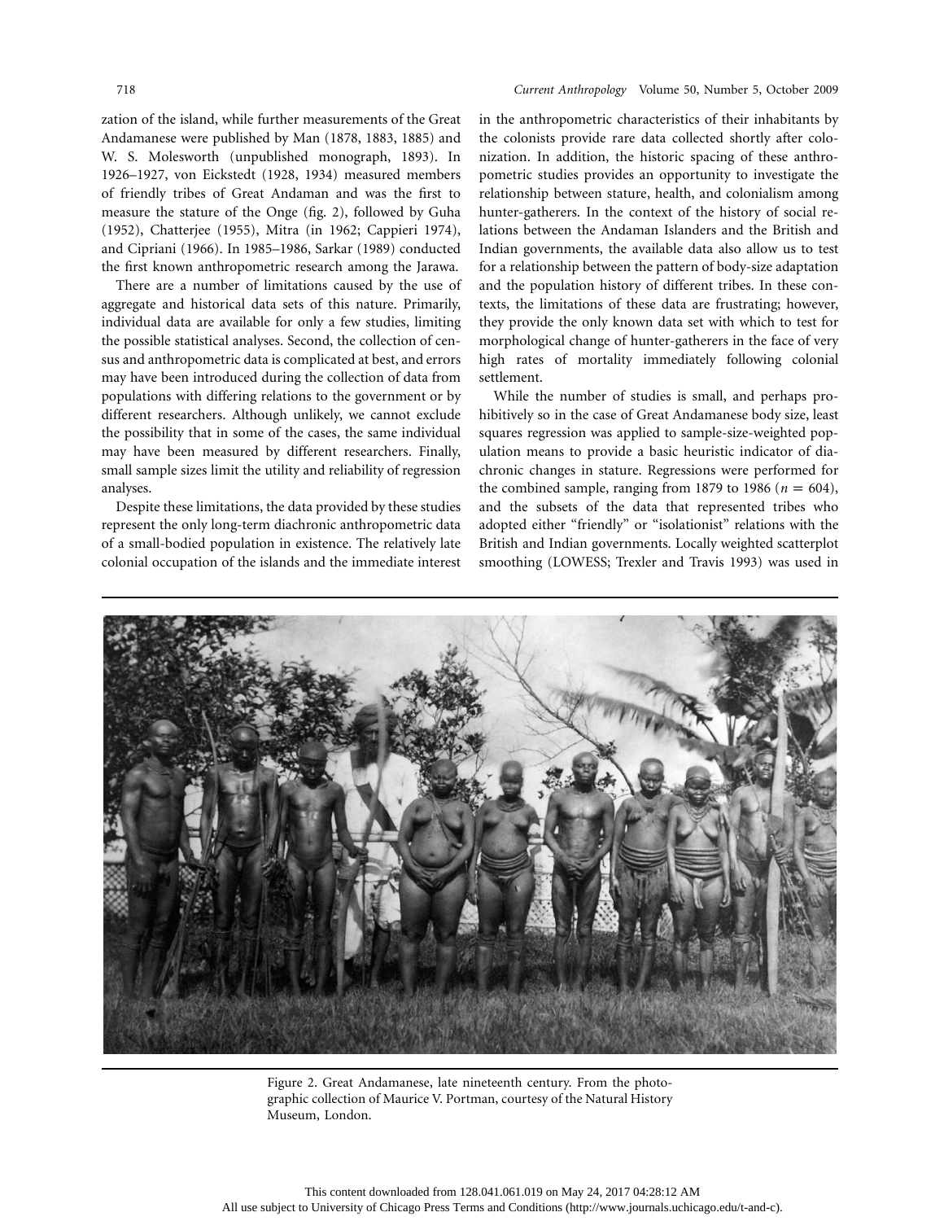zation of the island, while further measurements of the Great Andamanese were published by Man (1878, 1883, 1885) and W. S. Molesworth (unpublished monograph, 1893). In 1926–1927, von Eickstedt (1928, 1934) measured members of friendly tribes of Great Andaman and was the first to measure the stature of the Onge (fig. 2), followed by Guha (1952), Chatterjee (1955), Mitra (in 1962; Cappieri 1974), and Cipriani (1966). In 1985–1986, Sarkar (1989) conducted the first known anthropometric research among the Jarawa.

There are a number of limitations caused by the use of aggregate and historical data sets of this nature. Primarily, individual data are available for only a few studies, limiting the possible statistical analyses. Second, the collection of census and anthropometric data is complicated at best, and errors may have been introduced during the collection of data from populations with differing relations to the government or by different researchers. Although unlikely, we cannot exclude the possibility that in some of the cases, the same individual may have been measured by different researchers. Finally, small sample sizes limit the utility and reliability of regression analyses.

Despite these limitations, the data provided by these studies represent the only long-term diachronic anthropometric data of a small-bodied population in existence. The relatively late colonial occupation of the islands and the immediate interest in the anthropometric characteristics of their inhabitants by the colonists provide rare data collected shortly after colonization. In addition, the historic spacing of these anthropometric studies provides an opportunity to investigate the relationship between stature, health, and colonialism among hunter-gatherers. In the context of the history of social relations between the Andaman Islanders and the British and Indian governments, the available data also allow us to test for a relationship between the pattern of body-size adaptation and the population history of different tribes. In these contexts, the limitations of these data are frustrating; however, they provide the only known data set with which to test for morphological change of hunter-gatherers in the face of very high rates of mortality immediately following colonial settlement.

While the number of studies is small, and perhaps prohibitively so in the case of Great Andamanese body size, least squares regression was applied to sample-size-weighted population means to provide a basic heuristic indicator of diachronic changes in stature. Regressions were performed for the combined sample, ranging from 1879 to 1986 ($n = 604$), and the subsets of the data that represented tribes who adopted either "friendly" or "isolationist" relations with the British and Indian governments. Locally weighted scatterplot smoothing (LOWESS; Trexler and Travis 1993) was used in

Figure 2. Great Andamanese, late nineteenth century. From the photographic collection of Maurice V. Portman, courtesy of the Natural History Museum, London.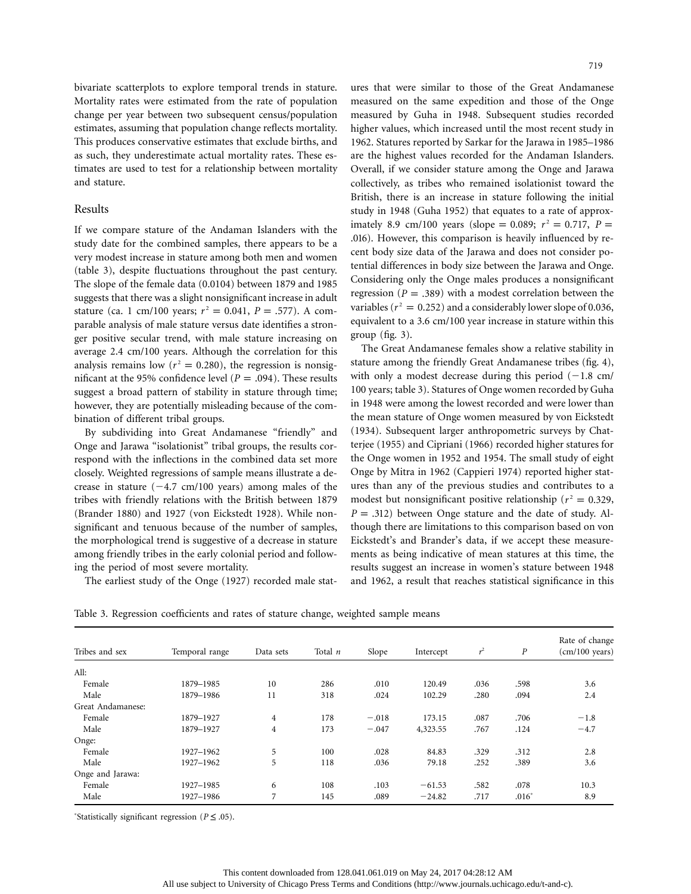bivariate scatterplots to explore temporal trends in stature. Mortality rates were estimated from the rate of population change per year between two subsequent census/population estimates, assuming that population change reflects mortality. This produces conservative estimates that exclude births, and as such, they underestimate actual mortality rates. These estimates are used to test for a relationship between mortality and stature.

## Results

If we compare stature of the Andaman Islanders with the study date for the combined samples, there appears to be a very modest increase in stature among both men and women (table 3), despite fluctuations throughout the past century. The slope of the female data (0.0104) between 1879 and 1985 suggests that there was a slight nonsignificant increase in adult stature (ca. 1 cm/100 years; $r^2 = 0.041$, $P = .577$). A comparable analysis of male stature versus date identifies a stronger positive secular trend, with male stature increasing on average 2.4 cm/100 years. Although the correlation for this analysis remains low ($r^2 = 0.280$), the regression is nonsignificant at the 95% confidence level ($P = .094$). These results suggest a broad pattern of stability in stature through time; however, they are potentially misleading because of the combination of different tribal groups.

By subdividing into Great Andamanese "friendly" and Onge and Jarawa "isolationist" tribal groups, the results correspond with the inflections in the combined data set more closely. Weighted regressions of sample means illustrate a decrease in stature (−4.7 cm/100 years) among males of the tribes with friendly relations with the British between 1879 (Brander 1880) and 1927 (von Eickstedt 1928). While nonsignificant and tenuous because of the number of samples, the morphological trend is suggestive of a decrease in stature among friendly tribes in the early colonial period and following the period of most severe mortality.

The earliest study of the Onge (1927) recorded male statures that were similar to those of the Great Andamanese measured on the same expedition and those of the Onge measured by Guha in 1948. Subsequent studies recorded higher values, which increased until the most recent study in 1962. Statures reported by Sarkar for the Jarawa in 1985–1986 are the highest values recorded for the Andaman Islanders. Overall, if we consider stature among the Onge and Jarawa collectively, as tribes who remained isolationist toward the British, there is an increase in stature following the initial study in 1948 (Guha 1952) that equates to a rate of approximately 8.9 cm/100 years (slope = 0.089; $r^2 = 0.717$, $P = .016$). However, this comparison is heavily influenced by recent body size data of the Jarawa and does not consider potential differences in body size between the Jarawa and Onge. Considering only the Onge males produces a nonsignificant regression ($P = .389$) with a modest correlation between the variables ($r^2 = 0.252$) and a considerably lower slope of 0.036, equivalent to a 3.6 cm/100 year increase in stature within this group (fig. 3).

The Great Andamanese females show a relative stability in stature among the friendly Great Andamanese tribes (fig. 4), with only a modest decrease during this period (−1.8 cm/100 years; table 3). Statures of Onge women recorded by Guha in 1948 were among the lowest recorded and were lower than the mean stature of Onge women measured by von Eickstedt (1934). Subsequent larger anthropometric surveys by Chatterjee (1955) and Cipriani (1966) recorded higher statures for the Onge women in 1952 and 1954. The small study of eight Onge by Mitra in 1962 (Cappieri 1974) reported higher statures than any of the previous studies and contributes to a modest but nonsignificant positive relationship ($r^2 = 0.329$, $P = .312$) between Onge stature and the date of study. Although there are limitations to this comparison based on von Eickstedt's and Brander's data, if we accept these measurements as being indicative of mean statures at this time, the results suggest an increase in women's stature between 1948 and 1962, a result that reaches statistical significance in this

Table 3. Regression coefficients and rates of stature change, weighted sample means

| Tribes and sex | Temporal range | Data sets | Total *n* | Slope | Intercept | $r^2$ | *P* | Rate of change (cm/100 years) |
|---|---|---|---|---|---|---|---|---|
| All: | | | | | | | | |
| Female | 1879–1985 | 10 | 286 | .010 | 120.49 | .036 | .598 | 3.6 |
| Male | 1879–1986 | 11 | 318 | .024 | 102.29 | .280 | .094 | 2.4 |
| Great Andamanese: | | | | | | | | |
| Female | 1879–1927 | 4 | 178 | −.018 | 173.15 | .087 | .706 | −1.8 |
| Male | 1879–1927 | 4 | 173 | −.047 | 4,323.55 | .767 | .124 | −4.7 |
| Onge: | | | | | | | | |
| Female | 1927–1962 | 5 | 100 | .028 | 84.83 | .329 | .312 | 2.8 |
| Male | 1927–1962 | 5 | 118 | .036 | 79.18 | .252 | .389 | 3.6 |
| Onge and Jarawa: | | | | | | | | |
| Female | 1927–1985 | 6 | 108 | .103 | −61.53 | .582 | .078 | 10.3 |
| Male | 1927–1986 | 7 | 145 | .089 | −24.82 | .717 | .016* | 8.9 |

*Statistically significant regression ($P \leq .05$).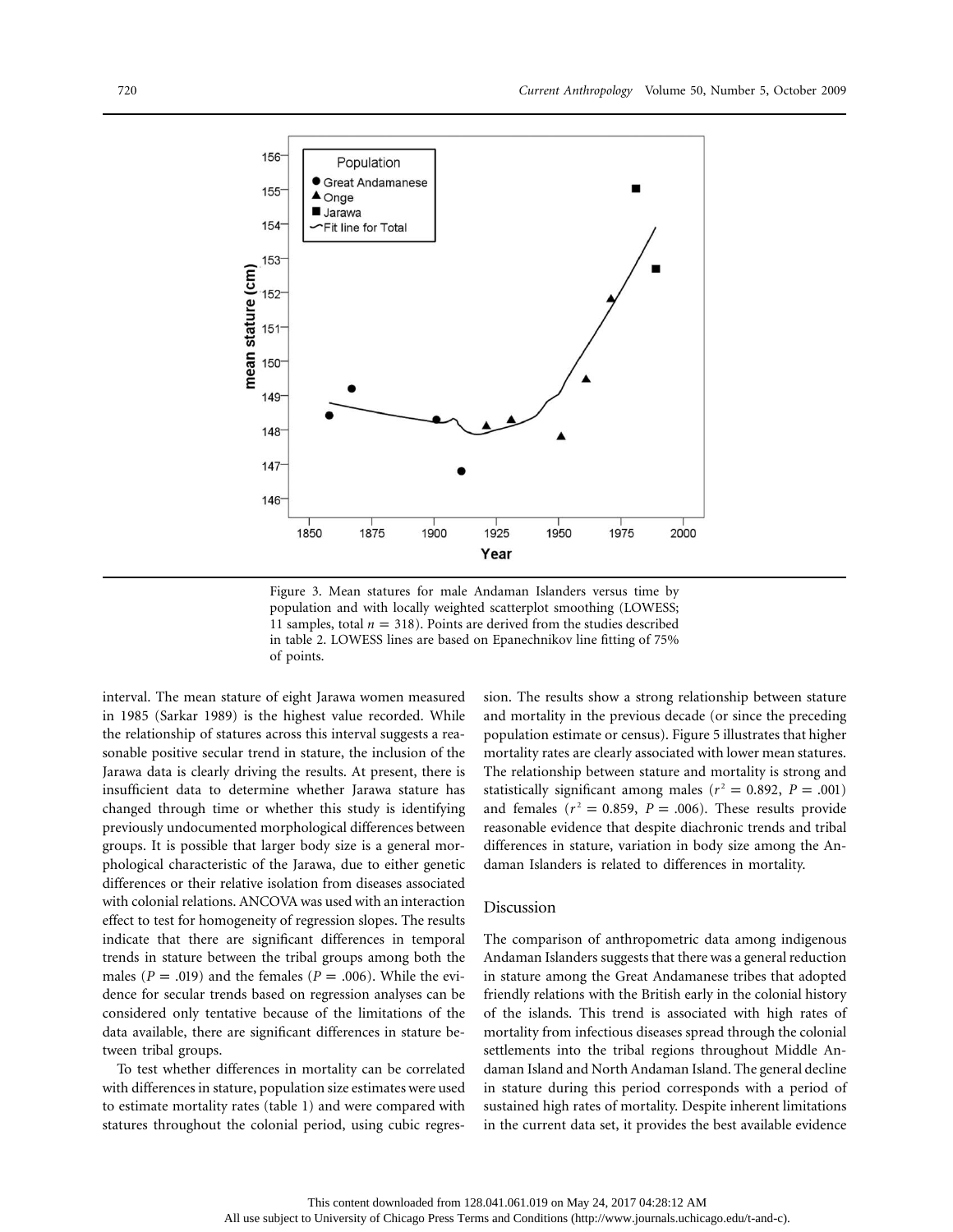Population

Great Andamanese

Onge

Jarawa

Fit line for Total

mean stature (cm)

156
155
154
153
152
151
150
149
148
147
146

1850
1875
1900
1925
1950
1975
2000

Year

Figure 3. Mean statures for male Andaman Islanders versus time by population and with locally weighted scatterplot smoothing (LOWESS; 11 samples, total $n = 318$). Points are derived from the studies described in table 2. LOWESS lines are based on Epanechnikov line fitting of 75% of points.

interval. The mean stature of eight Jarawa women measured in 1985 (Sarkar 1989) is the highest value recorded. While the relationship of statures across this interval suggests a reasonable positive secular trend in stature, the inclusion of the Jarawa data is clearly driving the results. At present, there is insufficient data to determine whether Jarawa stature has changed through time or whether this study is identifying previously undocumented morphological differences between groups. It is possible that larger body size is a general morphological characteristic of the Jarawa, due to either genetic differences or their relative isolation from diseases associated with colonial relations. ANCOVA was used with an interaction effect to test for homogeneity of regression slopes. The results indicate that there are significant differences in temporal trends in stature between the tribal groups among both the males ($P = .019$) and the females ($P = .006$). While the evidence for secular trends based on regression analyses can be considered only tentative because of the limitations of the data available, there are significant differences in stature between tribal groups.

To test whether differences in mortality can be correlated with differences in stature, population size estimates were used to estimate mortality rates (table 1) and were compared with statures throughout the colonial period, using cubic regression. The results show a strong relationship between stature and mortality in the previous decade (or since the preceding population estimate or census). Figure 5 illustrates that higher mortality rates are clearly associated with lower mean statures. The relationship between stature and mortality is strong and statistically significant among males ($r^2 = 0.892$, $P = .001$) and females ($r^2 = 0.859$, $P = .006$). These results provide reasonable evidence that despite diachronic trends and tribal differences in stature, variation in body size among the Andaman Islanders is related to differences in mortality.

## Discussion

The comparison of anthropometric data among indigenous Andaman Islanders suggests that there was a general reduction in stature among the Great Andamanese tribes that adopted friendly relations with the British early in the colonial history of the islands. This trend is associated with high rates of mortality from infectious diseases spread through the colonial settlements into the tribal regions throughout Middle Andaman Island and North Andaman Island. The general decline in stature during this period corresponds with a period of sustained high rates of mortality. Despite inherent limitations in the current data set, it provides the best available evidence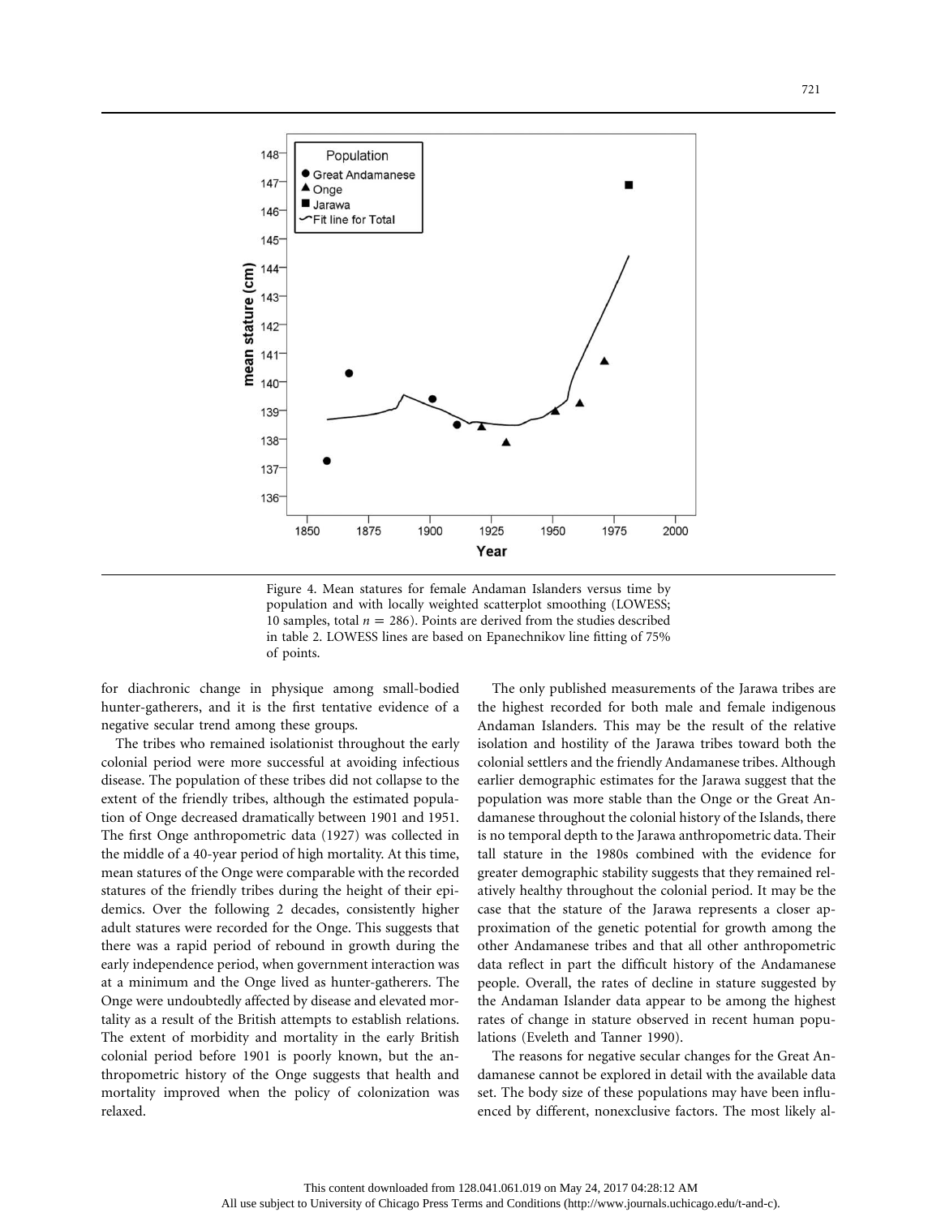148
147
146
145
144
143
142
141
140
139
138
137
136

mean stature (cm)

Population
Great Andamanese
Onge
Jarawa
Fit line for Total

1850
1875
1900
1925
1950
1975
2000

Year

Figure 4. Mean statures for female Andaman Islanders versus time by population and with locally weighted scatterplot smoothing (LOWESS; 10 samples, total $n = 286$). Points are derived from the studies described in table 2. LOWESS lines are based on Epanechnikov line fitting of 75% of points.

for diachronic change in physique among small-bodied hunter-gatherers, and it is the first tentative evidence of a negative secular trend among these groups.

The tribes who remained isolationist throughout the early colonial period were more successful at avoiding infectious disease. The population of these tribes did not collapse to the extent of the friendly tribes, although the estimated population of Onge decreased dramatically between 1901 and 1951. The first Onge anthropometric data (1927) was collected in the middle of a 40-year period of high mortality. At this time, mean statures of the Onge were comparable with the recorded statures of the friendly tribes during the height of their epidemics. Over the following 2 decades, consistently higher adult statures were recorded for the Onge. This suggests that there was a rapid period of rebound in growth during the early independence period, when government interaction was at a minimum and the Onge lived as hunter-gatherers. The Onge were undoubtedly affected by disease and elevated mortality as a result of the British attempts to establish relations. The extent of morbidity and mortality in the early British colonial period before 1901 is poorly known, but the anthropometric history of the Onge suggests that health and mortality improved when the policy of colonization was relaxed.

The only published measurements of the Jarawa tribes are the highest recorded for both male and female indigenous Andaman Islanders. This may be the result of the relative isolation and hostility of the Jarawa tribes toward both the colonial settlers and the friendly Andamanese tribes. Although earlier demographic estimates for the Jarawa suggest that the population was more stable than the Onge or the Great Andamanese throughout the colonial history of the Islands, there is no temporal depth to the Jarawa anthropometric data. Their tall stature in the 1980s combined with the evidence for greater demographic stability suggests that they remained relatively healthy throughout the colonial period. It may be the case that the stature of the Jarawa represents a closer approximation of the genetic potential for growth among the other Andamanese tribes and that all other anthropometric data reflect in part the difficult history of the Andamanese people. Overall, the rates of decline in stature suggested by the Andaman Islander data appear to be among the highest rates of change in stature observed in recent human populations (Eveleth and Tanner 1990).

The reasons for negative secular changes for the Great Andamanese cannot be explored in detail with the available data set. The body size of these populations may have been influenced by different, nonexclusive factors. The most likely al-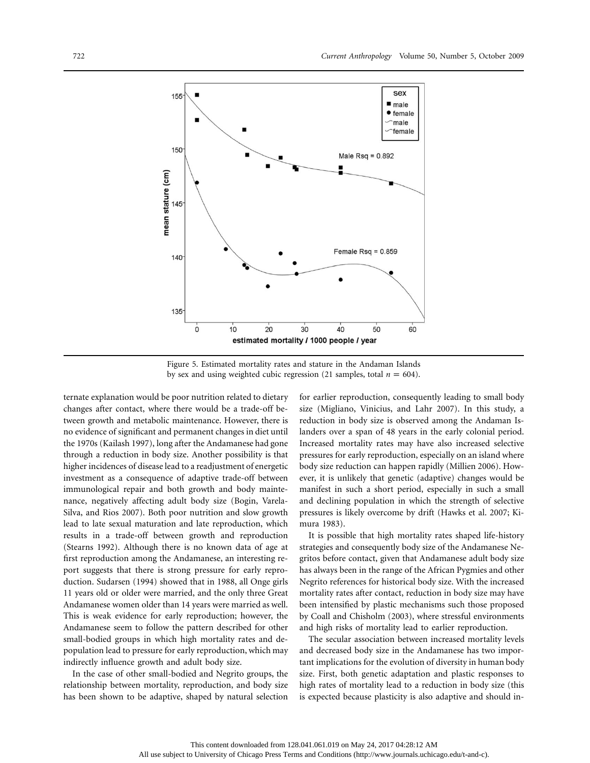sex

male

female

male

female

155

150

145

140

135

mean stature (cm)

Male Rsq = 0.892

Female Rsq = 0.859

0 10 20 30 40 50 60

estimated mortality / 1000 people / year

Figure 5. Estimated mortality rates and stature in the Andaman Islands by sex and using weighted cubic regression (21 samples, total $n = 604$).

ternate explanation would be poor nutrition related to dietary changes after contact, where there would be a trade-off between growth and metabolic maintenance. However, there is no evidence of significant and permanent changes in diet until the 1970s (Kailash 1997), long after the Andamanese had gone through a reduction in body size. Another possibility is that higher incidences of disease lead to a readjustment of energetic investment as a consequence of adaptive trade-off between immunological repair and both growth and body maintenance, negatively affecting adult body size (Bogin, Varela-Silva, and Rios 2007). Both poor nutrition and slow growth lead to late sexual maturation and late reproduction, which results in a trade-off between growth and reproduction (Stearns 1992). Although there is no known data of age at first reproduction among the Andamanese, an interesting report suggests that there is strong pressure for early reproduction. Sudarsen (1994) showed that in 1988, all Onge girls 11 years old or older were married, and the only three Great Andamanese women older than 14 years were married as well. This is weak evidence for early reproduction; however, the Andamanese seem to follow the pattern described for other small-bodied groups in which high mortality rates and depopulation lead to pressure for early reproduction, which may indirectly influence growth and adult body size.

In the case of other small-bodied and Negrito groups, the relationship between mortality, reproduction, and body size has been shown to be adaptive, shaped by natural selection for earlier reproduction, consequently leading to small body size (Migliano, Vinicius, and Lahr 2007). In this study, a reduction in body size is observed among the Andaman Islanders over a span of 48 years in the early colonial period. Increased mortality rates may have also increased selective pressures for early reproduction, especially on an island where body size reduction can happen rapidly (Millien 2006). However, it is unlikely that genetic (adaptive) changes would be manifest in such a short period, especially in such a small and declining population in which the strength of selective pressures is likely overcome by drift (Hawks et al. 2007; Kimura 1983).

It is possible that high mortality rates shaped life-history strategies and consequently body size of the Andamanese Negritos before contact, given that Andamanese adult body size has always been in the range of the African Pygmies and other Negrito references for historical body size. With the increased mortality rates after contact, reduction in body size may have been intensified by plastic mechanisms such those proposed by Coall and Chisholm (2003), where stressful environments and high risks of mortality lead to earlier reproduction.

The secular association between increased mortality levels and decreased body size in the Andamanese has two important implications for the evolution of diversity in human body size. First, both genetic adaptation and plastic responses to high rates of mortality lead to a reduction in body size (this is expected because plasticity is also adaptive and should in-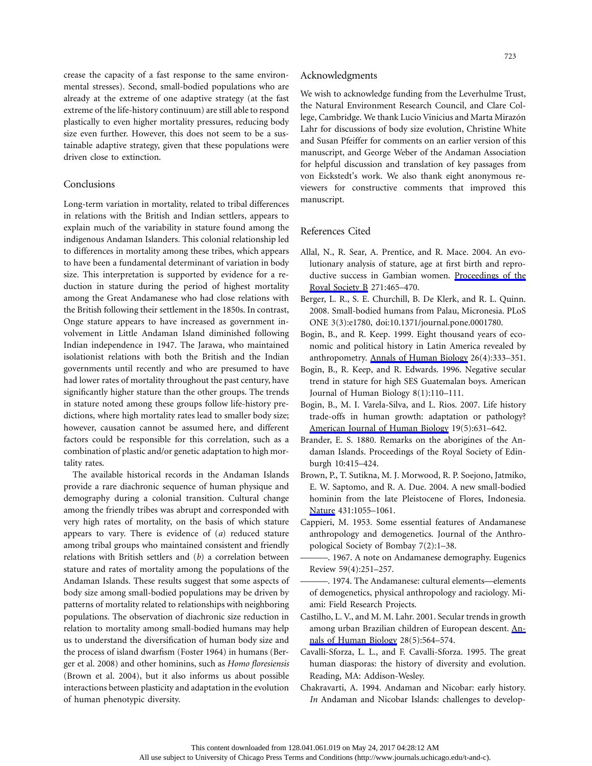crease the capacity of a fast response to the same environmental stresses). Second, small-bodied populations who are already at the extreme of one adaptive strategy (at the fast extreme of the life-history continuum) are still able to respond plastically to even higher mortality pressures, reducing body size even further. However, this does not seem to be a sustainable adaptive strategy, given that these populations were driven close to extinction.

## Conclusions

Long-term variation in mortality, related to tribal differences in relations with the British and Indian settlers, appears to explain much of the variability in stature found among the indigenous Andaman Islanders. This colonial relationship led to differences in mortality among these tribes, which appears to have been a fundamental determinant of variation in body size. This interpretation is supported by evidence for a reduction in stature during the period of highest mortality among the Great Andamanese who had close relations with the British following their settlement in the 1850s. In contrast, Onge stature appears to have increased as government involvement in Little Andaman Island diminished following Indian independence in 1947. The Jarawa, who maintained isolationist relations with both the British and the Indian governments until recently and who are presumed to have had lower rates of mortality throughout the past century, have significantly higher stature than the other groups. The trends in stature noted among these groups follow life-history predictions, where high mortality rates lead to smaller body size; however, causation cannot be assumed here, and different factors could be responsible for this correlation, such as a combination of plastic and/or genetic adaptation to high mortality rates.

The available historical records in the Andaman Islands provide a rare diachronic sequence of human physique and demography during a colonial transition. Cultural change among the friendly tribes was abrupt and corresponded with very high rates of mortality, on the basis of which stature appears to vary. There is evidence of (*a*) reduced stature among tribal groups who maintained consistent and friendly relations with British settlers and (*b*) a correlation between stature and rates of mortality among the populations of the Andaman Islands. These results suggest that some aspects of body size among small-bodied populations may be driven by patterns of mortality related to relationships with neighboring populations. The observation of diachronic size reduction in relation to mortality among small-bodied humans may help us to understand the diversification of human body size and the process of island dwarfism (Foster 1964) in humans (Berger et al. 2008) and other hominins, such as *Homo floresiensis* (Brown et al. 2004), but it also informs us about possible interactions between plasticity and adaptation in the evolution of human phenotypic diversity.

## Acknowledgments

We wish to acknowledge funding from the Leverhulme Trust, the Natural Environment Research Council, and Clare College, Cambridge. We thank Lucio Vinicius and Marta Mirazón Lahr for discussions of body size evolution, Christine White and Susan Pfeiffer for comments on an earlier version of this manuscript, and George Weber of the Andaman Association for helpful discussion and translation of key passages from von Eickstedt's work. We also thank eight anonymous reviewers for constructive comments that improved this manuscript.

## References Cited

Allal, N., R. Sear, A. Prentice, and R. Mace. 2004. An evolutionary analysis of stature, age at first birth and reproductive success in Gambian women. Proceedings of the Royal Society B 271:465–470.

Berger, L. R., S. E. Churchill, B. De Klerk, and R. L. Quinn. 2008. Small-bodied humans from Palau, Micronesia. PLoS ONE 3(3):e1780, doi:10.1371/journal.pone.0001780.

Bogin, B., and R. Keep. 1999. Eight thousand years of economic and political history in Latin America revealed by anthropometry. Annals of Human Biology 26(4):333–351.

Bogin, B., R. Keep, and R. Edwards. 1996. Negative secular trend in stature for high SES Guatemalan boys. American Journal of Human Biology 8(1):110–111.

Bogin, B., M. I. Varela-Silva, and L. Rios. 2007. Life history trade-offs in human growth: adaptation or pathology? American Journal of Human Biology 19(5):631–642.

Brander, E. S. 1880. Remarks on the aborigines of the Andaman Islands. Proceedings of the Royal Society of Edinburgh 10:415–424.

Brown, P., T. Sutikna, M. J. Morwood, R. P. Soejono, Jatmiko, E. W. Saptomo, and R. A. Due. 2004. A new small-bodied hominin from the late Pleistocene of Flores, Indonesia. Nature 431:1055–1061.

Cappieri, M. 1953. Some essential features of Andamanese anthropology and demogenetics. Journal of the Anthropological Society of Bombay 7(2):1–38.

———. 1967. A note on Andamanese demography. Eugenics Review 59(4):251–257.

———. 1974. The Andamanese: cultural elements—elements of demogenetics, physical anthropology and raciology. Miami: Field Research Projects.

Castilho, L. V., and M. M. Lahr. 2001. Secular trends in growth among urban Brazilian children of European descent. Annals of Human Biology 28(5):564–574.

Cavalli-Sforza, L. L., and F. Cavalli-Sforza. 1995. The great human diasporas: the history of diversity and evolution. Reading, MA: Addison-Wesley.

Chakravarti, A. 1994. Andaman and Nicobar: early history. *In* Andaman and Nicobar Islands: challenges to develop-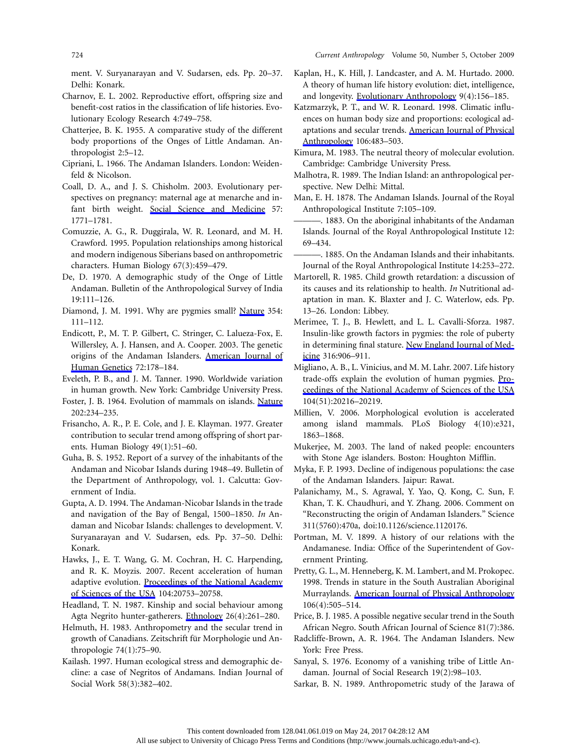ment. V. Suryanarayan and V. Sudarsen, eds. Pp. 20–37. Delhi: Konark.

Charnov, E. L. 2002. Reproductive effort, offspring size and benefit-cost ratios in the classification of life histories. Evolutionary Ecology Research 4:749–758.

Chatterjee, B. K. 1955. A comparative study of the different body proportions of the Onges of Little Andaman. Anthropologist 2:5–12.

Cipriani, L. 1966. The Andaman Islanders. London: Weidenfeld & Nicolson.

Coall, D. A., and J. S. Chisholm. 2003. Evolutionary perspectives on pregnancy: maternal age at menarche and infant birth weight. Social Science and Medicine 57: 1771–1781.

Comuzzie, A. G., R. Duggirala, W. R. Leonard, and M. H. Crawford. 1995. Population relationships among historical and modern indigenous Siberians based on anthropometric characters. Human Biology 67(3):459–479.

De, D. 1970. A demographic study of the Onge of Little Andaman. Bulletin of the Anthropological Survey of India 19:111–126.

Diamond, J. M. 1991. Why are pygmies small? Nature 354: 111–112.

Endicott, P., M. T. P. Gilbert, C. Stringer, C. Lalueza-Fox, E. Willersley, A. J. Hansen, and A. Cooper. 2003. The genetic origins of the Andaman Islanders. American Journal of Human Genetics 72:178–184.

Eveleth, P. B., and J. M. Tanner. 1990. Worldwide variation in human growth. New York: Cambridge University Press.

Foster, J. B. 1964. Evolution of mammals on islands. Nature 202:234–235.

Frisancho, A. R., P. E. Cole, and J. E. Klayman. 1977. Greater contribution to secular trend among offspring of short parents. Human Biology 49(1):51–60.

Guha, B. S. 1952. Report of a survey of the inhabitants of the Andaman and Nicobar Islands during 1948–49. Bulletin of the Department of Anthropology, vol. 1. Calcutta: Government of India.

Gupta, A. D. 1994. The Andaman-Nicobar Islands in the trade and navigation of the Bay of Bengal, 1500–1850. *In* Andaman and Nicobar Islands: challenges to development. V. Suryanarayan and V. Sudarsen, eds. Pp. 37–50. Delhi: Konark.

Hawks, J., E. T. Wang, G. M. Cochran, H. C. Harpending, and R. K. Moyzis. 2007. Recent acceleration of human adaptive evolution. Proceedings of the National Academy of Sciences of the USA 104:20753–20758.

Headland, T. N. 1987. Kinship and social behaviour among Agta Negrito hunter-gatherers. Ethnology 26(4):261–280.

Helmuth, H. 1983. Anthropometry and the secular trend in growth of Canadians. Zeitschrift für Morphologie und Anthropologie 74(1):75–90.

Kailash. 1997. Human ecological stress and demographic decline: a case of Negritos of Andamans. Indian Journal of Social Work 58(3):382–402.

Kaplan, H., K. Hill, J. Landcaster, and A. M. Hurtado. 2000. A theory of human life history evolution: diet, intelligence, and longevity. Evolutionary Anthropology 9(4):156–185.

Katzmarzyk, P. T., and W. R. Leonard. 1998. Climatic influences on human body size and proportions: ecological adaptations and secular trends. American Journal of Physical Anthropology 106:483–503.

Kimura, M. 1983. The neutral theory of molecular evolution. Cambridge: Cambridge University Press.

Malhotra, R. 1989. The Indian Island: an anthropological perspective. New Delhi: Mittal.

Man, E. H. 1878. The Andaman Islands. Journal of the Royal Anthropological Institute 7:105–109.

———. 1883. On the aboriginal inhabitants of the Andaman Islands. Journal of the Royal Anthropological Institute 12: 69–434.

———. 1885. On the Andaman Islands and their inhabitants. Journal of the Royal Anthropological Institute 14:253–272.

Martorell, R. 1985. Child growth retardation: a discussion of its causes and its relationship to health. *In* Nutritional adaptation in man. K. Blaxter and J. C. Waterlow, eds. Pp. 13–26. London: Libbey.

Merimee, T. J., B. Hewlett, and L. L. Cavalli-Sforza. 1987. Insulin-like growth factors in pygmies: the role of puberty in determining final stature. New England Journal of Medicine 316:906–911.

Migliano, A. B., L. Vinicius, and M. M. Lahr. 2007. Life history trade-offs explain the evolution of human pygmies. Proceedings of the National Academy of Sciences of the USA 104(51):20216–20219.

Millien, V. 2006. Morphological evolution is accelerated among island mammals. PLoS Biology 4(10):e321, 1863–1868.

Mukerjee, M. 2003. The land of naked people: encounters with Stone Age islanders. Boston: Houghton Mifflin.

Myka, F. P. 1993. Decline of indigenous populations: the case of the Andaman Islanders. Jaipur: Rawat.

Palanichamy, M., S. Agrawal, Y. Yao, Q. Kong, C. Sun, F. Khan, T. K. Chaudhuri, and Y. Zhang. 2006. Comment on "Reconstructing the origin of Andaman Islanders." Science 311(5760):470a, doi:10.1126/science.1120176.

Portman, M. V. 1899. A history of our relations with the Andamanese. India: Office of the Superintendent of Government Printing.

Pretty, G. L., M. Henneberg, K. M. Lambert, and M. Prokopec. 1998. Trends in stature in the South Australian Aboriginal Murraylands. American Journal of Physical Anthropology 106(4):505–514.

Price, B. J. 1985. A possible negative secular trend in the South African Negro. South African Journal of Science 81(7):386.

Radcliffe-Brown, A. R. 1964. The Andaman Islanders. New York: Free Press.

Sanyal, S. 1976. Economy of a vanishing tribe of Little Andaman. Journal of Social Research 19(2):98–103.

Sarkar, B. N. 1989. Anthropometric study of the Jarawa of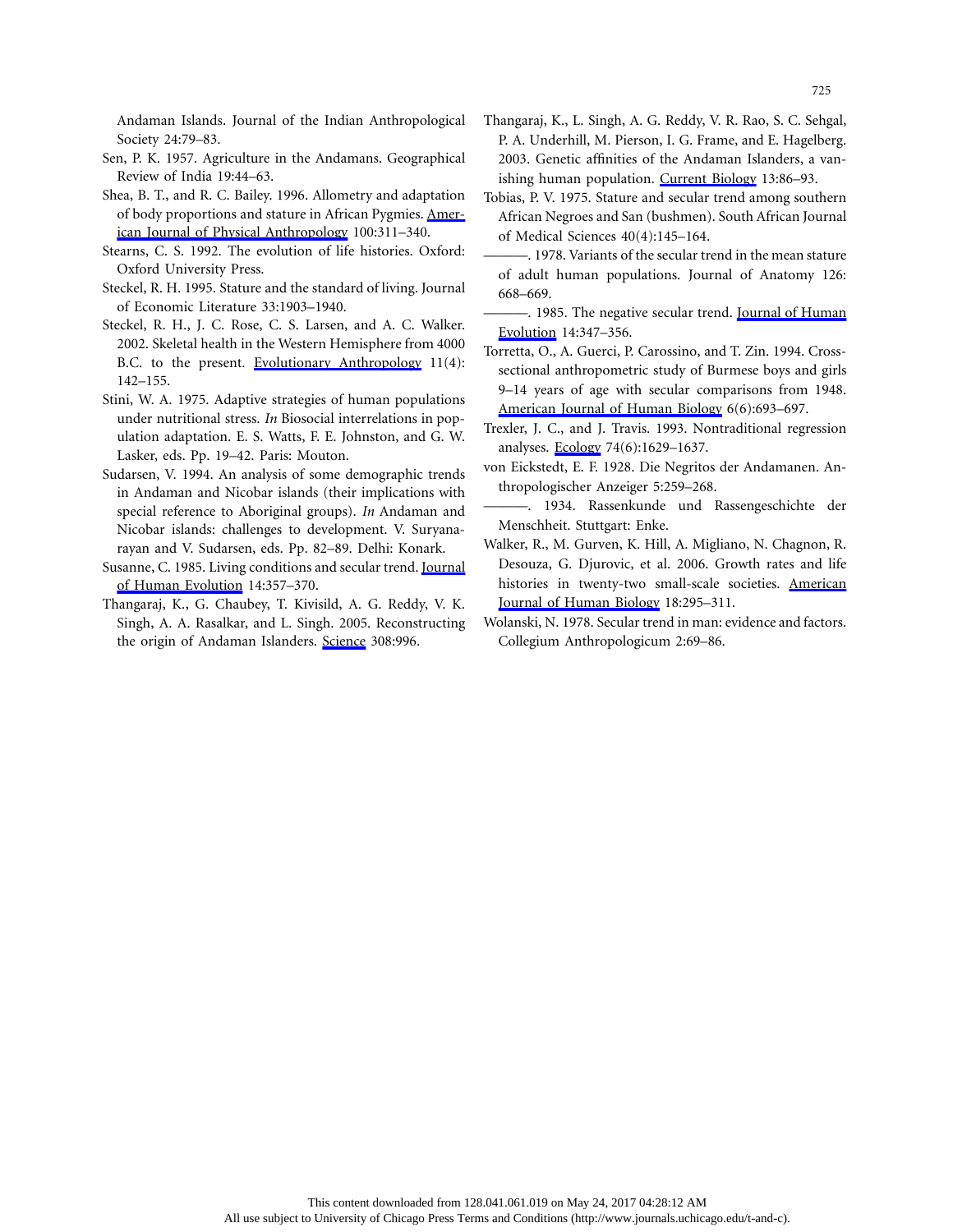Andaman Islands. Journal of the Indian Anthropological Society 24:79–83.

Sen, P. K. 1957. Agriculture in the Andamans. Geographical Review of India 19:44–63.

Shea, B. T., and R. C. Bailey. 1996. Allometry and adaptation of body proportions and stature in African Pygmies. American Journal of Physical Anthropology 100:311–340.

Stearns, C. S. 1992. The evolution of life histories. Oxford: Oxford University Press.

Steckel, R. H. 1995. Stature and the standard of living. Journal of Economic Literature 33:1903–1940.

Steckel, R. H., J. C. Rose, C. S. Larsen, and A. C. Walker. 2002. Skeletal health in the Western Hemisphere from 4000 B.C. to the present. Evolutionary Anthropology 11(4): 142–155.

Stini, W. A. 1975. Adaptive strategies of human populations under nutritional stress. *In* Biosocial interrelations in population adaptation. E. S. Watts, F. E. Johnston, and G. W. Lasker, eds. Pp. 19–42. Paris: Mouton.

Sudarsen, V. 1994. An analysis of some demographic trends in Andaman and Nicobar islands (their implications with special reference to Aboriginal groups). *In* Andaman and Nicobar islands: challenges to development. V. Suryanarayan and V. Sudarsen, eds. Pp. 82–89. Delhi: Konark.

Susanne, C. 1985. Living conditions and secular trend. Journal of Human Evolution 14:357–370.

Thangaraj, K., G. Chaubey, T. Kivisild, A. G. Reddy, V. K. Singh, A. A. Rasalkar, and L. Singh. 2005. Reconstructing the origin of Andaman Islanders. Science 308:996.

Thangaraj, K., L. Singh, A. G. Reddy, V. R. Rao, S. C. Sehgal, P. A. Underhill, M. Pierson, I. G. Frame, and E. Hagelberg. 2003. Genetic affinities of the Andaman Islanders, a vanishing human population. Current Biology 13:86–93.

Tobias, P. V. 1975. Stature and secular trend among southern African Negroes and San (bushmen). South African Journal of Medical Sciences 40(4):145–164.

———. 1978. Variants of the secular trend in the mean stature of adult human populations. Journal of Anatomy 126: 668–669.

———. 1985. The negative secular trend. Journal of Human Evolution 14:347–356.

Torretta, O., A. Guerci, P. Carossino, and T. Zin. 1994. Cross-sectional anthropometric study of Burmese boys and girls 9–14 years of age with secular comparisons from 1948. American Journal of Human Biology 6(6):693–697.

Trexler, J. C., and J. Travis. 1993. Nontraditional regression analyses. Ecology 74(6):1629–1637.

von Eickstedt, E. F. 1928. Die Negritos der Andamanen. Anthropologischer Anzeiger 5:259–268.

———. 1934. Rassenkunde und Rassengeschichte der Menschheit. Stuttgart: Enke.

Walker, R., M. Gurven, K. Hill, A. Migliano, N. Chagnon, R. Desouza, G. Djurovic, et al. 2006. Growth rates and life histories in twenty-two small-scale societies. American Journal of Human Biology 18:295–311.

Wolanski, N. 1978. Secular trend in man: evidence and factors. Collegium Anthropologicum 2:69–86.